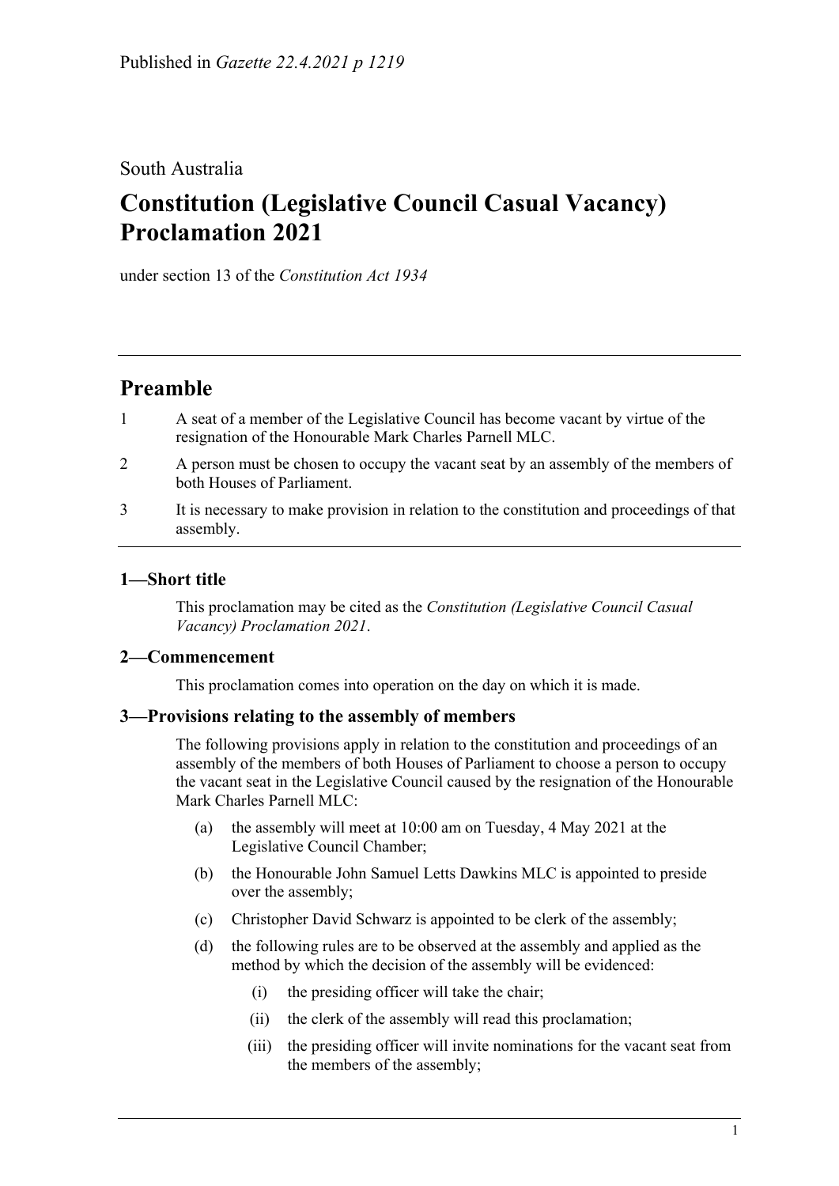Published in *Gazette 22.4.2021 p 1219*

South Australia

# Constitution (Legislative Council Casual Vacancy) Proclamation 2021

under section 13 of the *Constitution Act 1934*

## Preamble

1 A seat of a member of the Legislative Council has become vacant by virtue of the resignation of the Honourable Mark Charles Parnell MLC.

2 A person must be chosen to occupy the vacant seat by an assembly of the members of both Houses of Parliament.

3 It is necessary to make provision in relation to the constitution and proceedings of that assembly.

### 1—Short title

This proclamation may be cited as the *Constitution (Legislative Council Casual Vacancy) Proclamation 2021*.

### 2—Commencement

This proclamation comes into operation on the day on which it is made.

### 3—Provisions relating to the assembly of members

The following provisions apply in relation to the constitution and proceedings of an assembly of the members of both Houses of Parliament to choose a person to occupy the vacant seat in the Legislative Council caused by the resignation of the Honourable Mark Charles Parnell MLC:

(a) the assembly will meet at 10:00 am on Tuesday, 4 May 2021 at the Legislative Council Chamber;

(b) the Honourable John Samuel Letts Dawkins MLC is appointed to preside over the assembly;

(c) Christopher David Schwarz is appointed to be clerk of the assembly;

(d) the following rules are to be observed at the assembly and applied as the method by which the decision of the assembly will be evidenced:

(i) the presiding officer will take the chair;

(ii) the clerk of the assembly will read this proclamation;

(iii) the presiding officer will invite nominations for the vacant seat from the members of the assembly;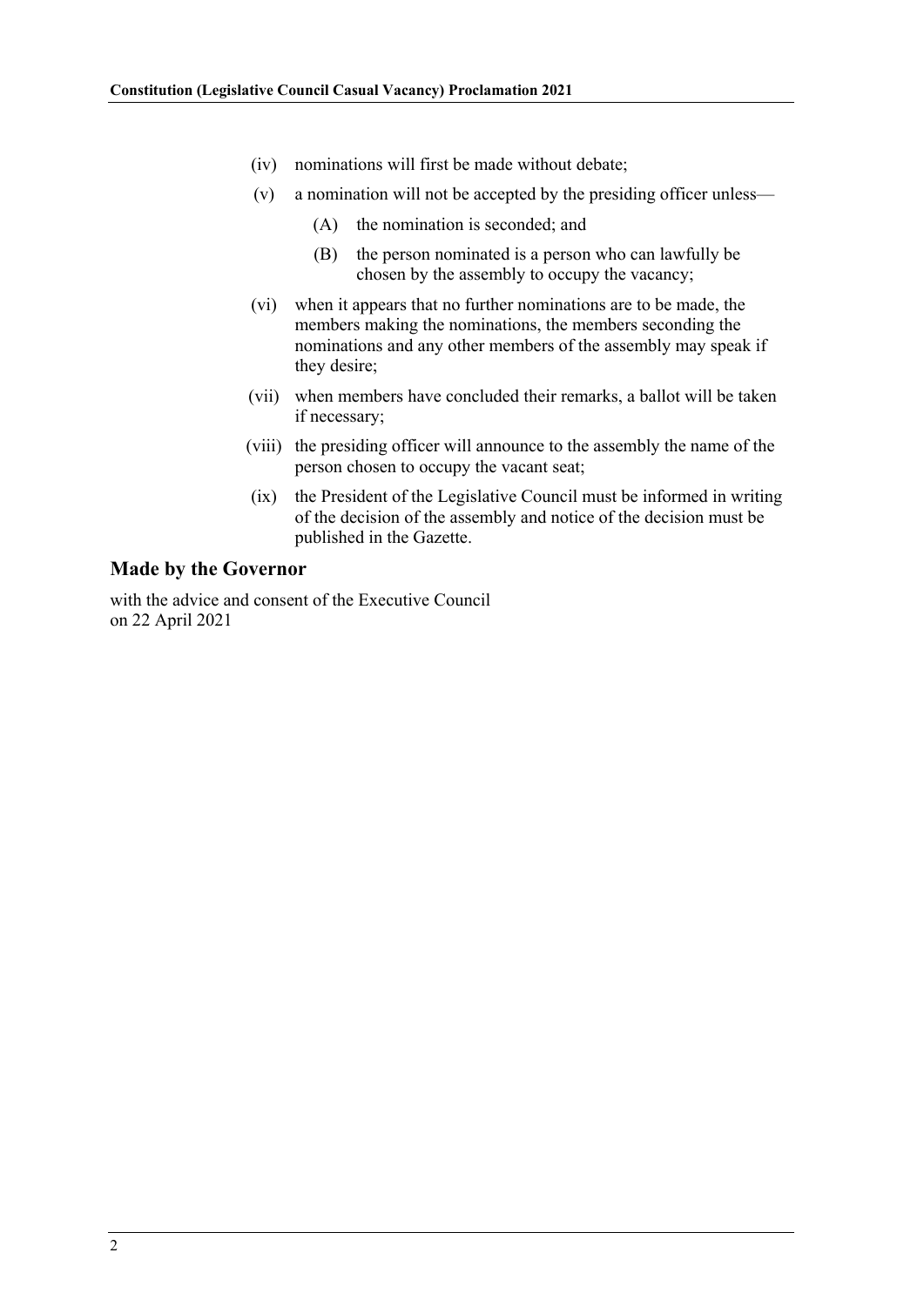(iv) nominations will first be made without debate;

(v) a nomination will not be accepted by the presiding officer unless—

(A) the nomination is seconded; and

(B) the person nominated is a person who can lawfully be chosen by the assembly to occupy the vacancy;

(vi) when it appears that no further nominations are to be made, the members making the nominations, the members seconding the nominations and any other members of the assembly may speak if they desire;

(vii) when members have concluded their remarks, a ballot will be taken if necessary;

(viii) the presiding officer will announce to the assembly the name of the person chosen to occupy the vacant seat;

(ix) the President of the Legislative Council must be informed in writing of the decision of the assembly and notice of the decision must be published in the Gazette.

## Made by the Governor

with the advice and consent of the Executive Council
on 22 April 2021